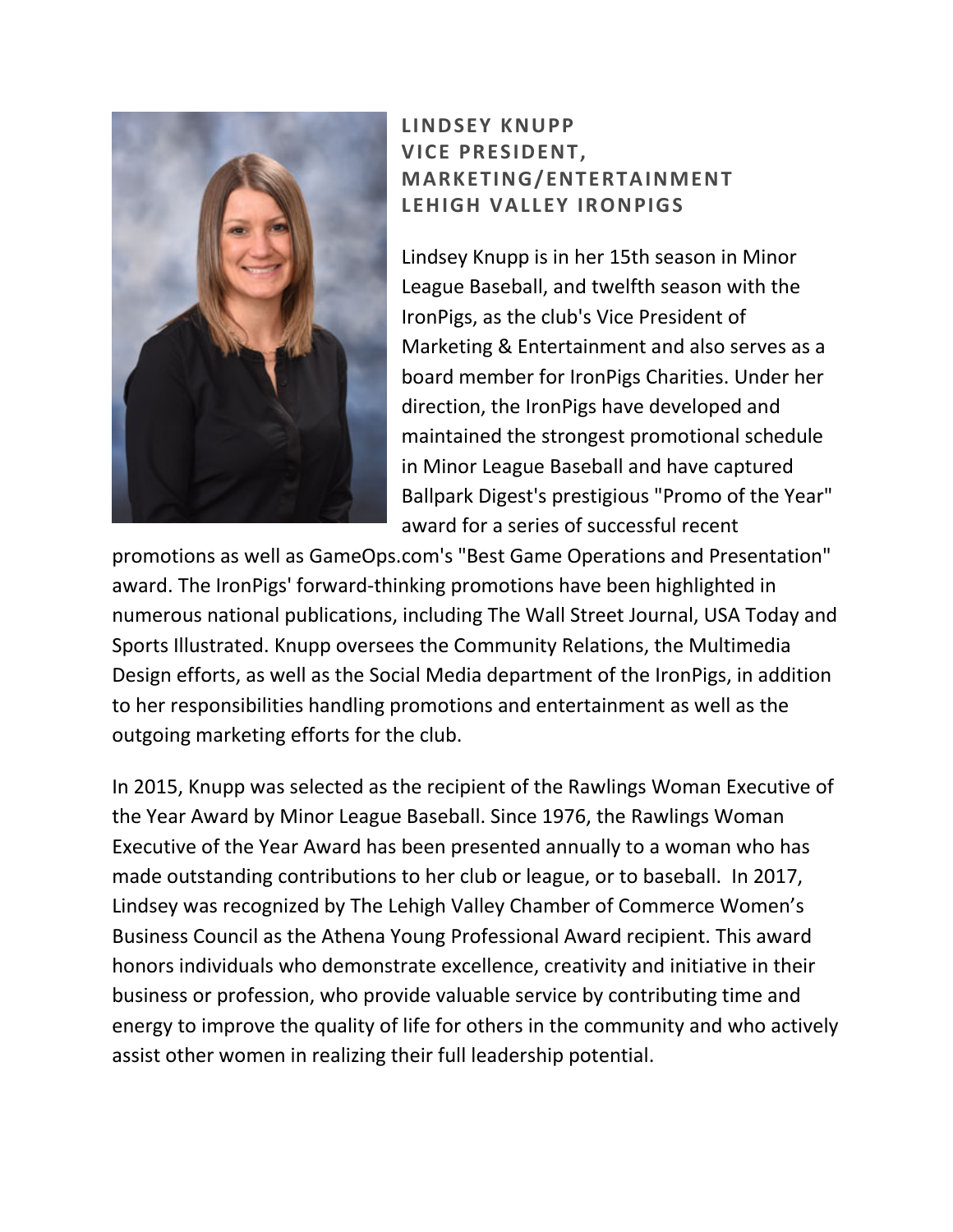**LINDSEY KNUPP**
**VICE PRESIDENT, MARKETING/ENTERTAINMENT**
**LEHIGH VALLEY IRONPIGS**

Lindsey Knupp is in her 15th season in Minor League Baseball, and twelfth season with the IronPigs, as the club's Vice President of Marketing & Entertainment and also serves as a board member for IronPigs Charities. Under her direction, the IronPigs have developed and maintained the strongest promotional schedule in Minor League Baseball and have captured Ballpark Digest's prestigious "Promo of the Year" award for a series of successful recent promotions as well as GameOps.com's "Best Game Operations and Presentation" award. The IronPigs' forward-thinking promotions have been highlighted in numerous national publications, including The Wall Street Journal, USA Today and Sports Illustrated. Knupp oversees the Community Relations, the Multimedia Design efforts, as well as the Social Media department of the IronPigs, in addition to her responsibilities handling promotions and entertainment as well as the outgoing marketing efforts for the club.

In 2015, Knupp was selected as the recipient of the Rawlings Woman Executive of the Year Award by Minor League Baseball. Since 1976, the Rawlings Woman Executive of the Year Award has been presented annually to a woman who has made outstanding contributions to her club or league, or to baseball. In 2017, Lindsey was recognized by The Lehigh Valley Chamber of Commerce Women's Business Council as the Athena Young Professional Award recipient. This award honors individuals who demonstrate excellence, creativity and initiative in their business or profession, who provide valuable service by contributing time and energy to improve the quality of life for others in the community and who actively assist other women in realizing their full leadership potential.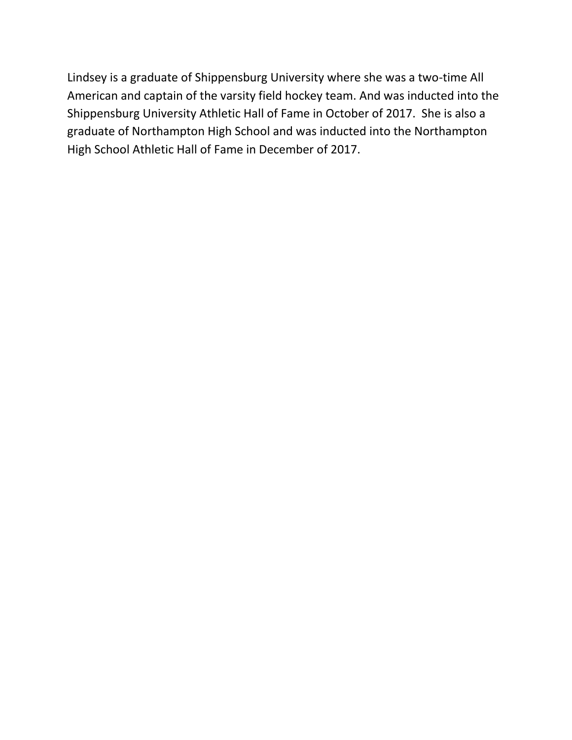Lindsey is a graduate of Shippensburg University where she was a two-time All American and captain of the varsity field hockey team. And was inducted into the Shippensburg University Athletic Hall of Fame in October of 2017.  She is also a graduate of Northampton High School and was inducted into the Northampton High School Athletic Hall of Fame in December of 2017.